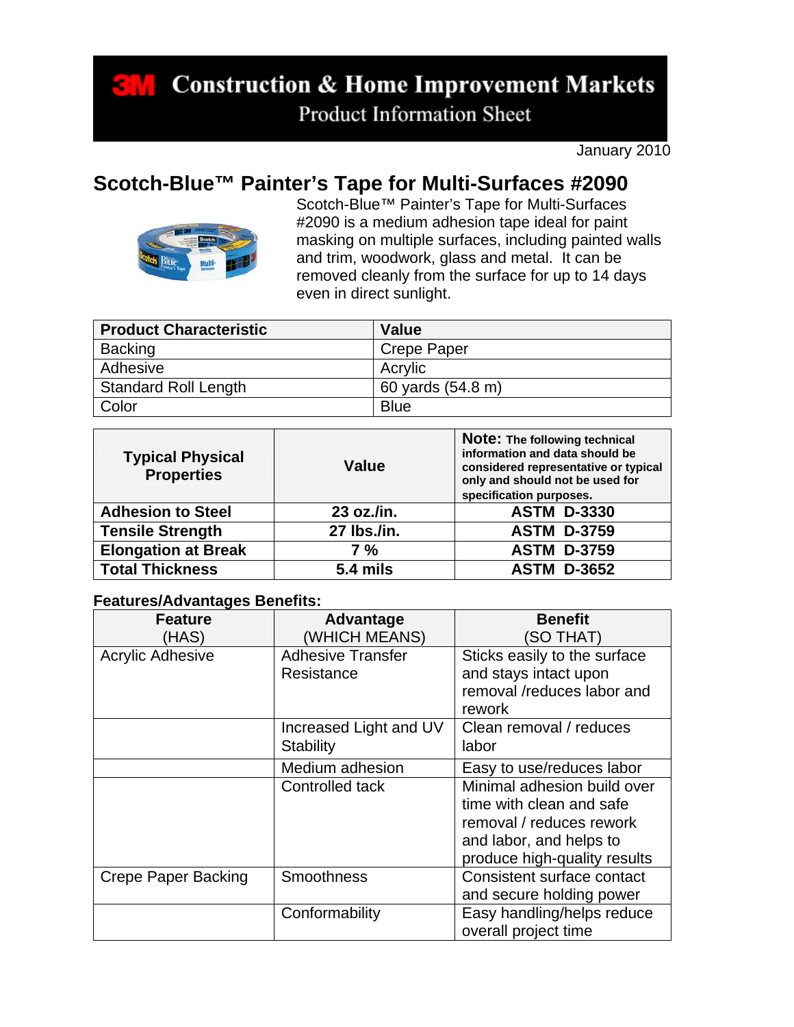# 3M Construction & Home Improvement Markets

Product Information Sheet

January 2010

## Scotch-Blue™ Painter's Tape for Multi-Surfaces #2090

Scotch-Blue™ Painter's Tape for Multi-Surfaces #2090 is a medium adhesion tape ideal for paint masking on multiple surfaces, including painted walls and trim, woodwork, glass and metal. It can be removed cleanly from the surface for up to 14 days even in direct sunlight.

| Product Characteristic | Value |
|---|---|
| Backing | Crepe Paper |
| Adhesive | Acrylic |
| Standard Roll Length | 60 yards (54.8 m) |
| Color | Blue |

| Typical Physical Properties | Value | **Note:** The following technical information and data should be considered representative or typical only and should not be used for specification purposes. |
|---|---|---|
| **Adhesion to Steel** | **23 oz./in.** | **ASTM D-3330** |
| **Tensile Strength** | **27 lbs./in.** | **ASTM D-3759** |
| **Elongation at Break** | **7 %** | **ASTM D-3759** |
| **Total Thickness** | **5.4 mils** | **ASTM D-3652** |

**Features/Advantages Benefits:**

| Feature (HAS) | Advantage (WHICH MEANS) | Benefit (SO THAT) |
|---|---|---|
| Acrylic Adhesive | Adhesive Transfer Resistance | Sticks easily to the surface and stays intact upon removal /reduces labor and rework |
| | Increased Light and UV Stability | Clean removal / reduces labor |
| | Medium adhesion | Easy to use/reduces labor |
| | Controlled tack | Minimal adhesion build over time with clean and safe removal / reduces rework and labor, and helps to produce high-quality results |
| Crepe Paper Backing | Smoothness | Consistent surface contact and secure holding power |
| | Conformability | Easy handling/helps reduce overall project time |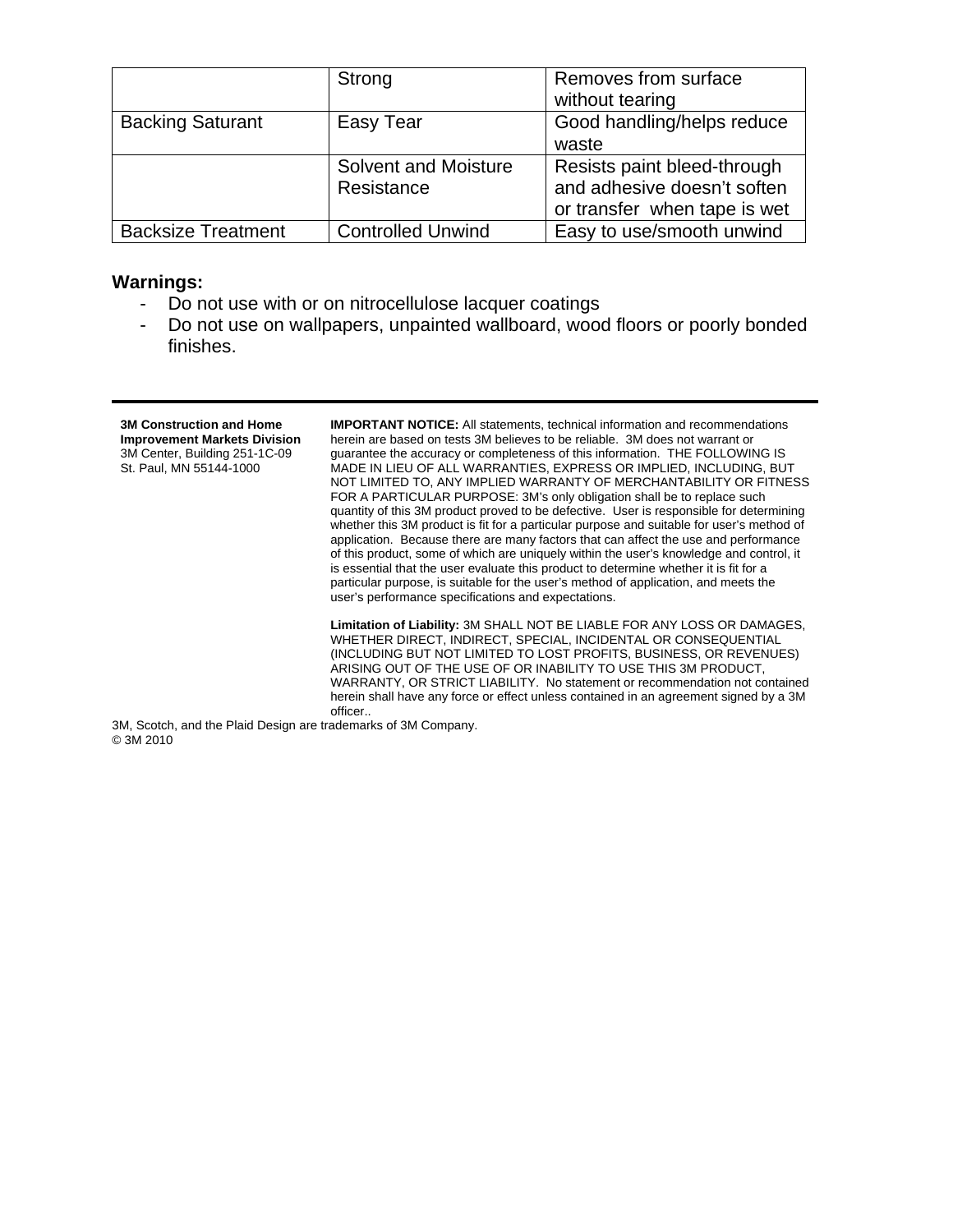| | | |
|---|---|---|
| | Strong | Removes from surface without tearing |
| Backing Saturant | Easy Tear | Good handling/helps reduce waste |
| | Solvent and Moisture Resistance | Resists paint bleed-through and adhesive doesn't soften or transfer when tape is wet |
| Backsize Treatment | Controlled Unwind | Easy to use/smooth unwind |

**Warnings:**

- Do not use with or on nitrocellulose lacquer coatings
- Do not use on wallpapers, unpainted wallboard, wood floors or poorly bonded finishes.

---

**3M Construction and Home Improvement Markets Division**
3M Center, Building 251-1C-09
St. Paul, MN 55144-1000

**IMPORTANT NOTICE:** All statements, technical information and recommendations herein are based on tests 3M believes to be reliable. 3M does not warrant or guarantee the accuracy or completeness of this information. THE FOLLOWING IS MADE IN LIEU OF ALL WARRANTIES, EXPRESS OR IMPLIED, INCLUDING, BUT NOT LIMITED TO, ANY IMPLIED WARRANTY OF MERCHANTABILITY OR FITNESS FOR A PARTICULAR PURPOSE: 3M's only obligation shall be to replace such quantity of this 3M product proved to be defective. User is responsible for determining whether this 3M product is fit for a particular purpose and suitable for user's method of application. Because there are many factors that can affect the use and performance of this product, some of which are uniquely within the user's knowledge and control, it is essential that the user evaluate this product to determine whether it is fit for a particular purpose, is suitable for the user's method of application, and meets the user's performance specifications and expectations.

**Limitation of Liability:** 3M SHALL NOT BE LIABLE FOR ANY LOSS OR DAMAGES, WHETHER DIRECT, INDIRECT, SPECIAL, INCIDENTAL OR CONSEQUENTIAL (INCLUDING BUT NOT LIMITED TO LOST PROFITS, BUSINESS, OR REVENUES) ARISING OUT OF THE USE OF OR INABILITY TO USE THIS 3M PRODUCT, WARRANTY, OR STRICT LIABILITY. No statement or recommendation not contained herein shall have any force or effect unless contained in an agreement signed by a 3M officer..

3M, Scotch, and the Plaid Design are trademarks of 3M Company.
© 3M 2010